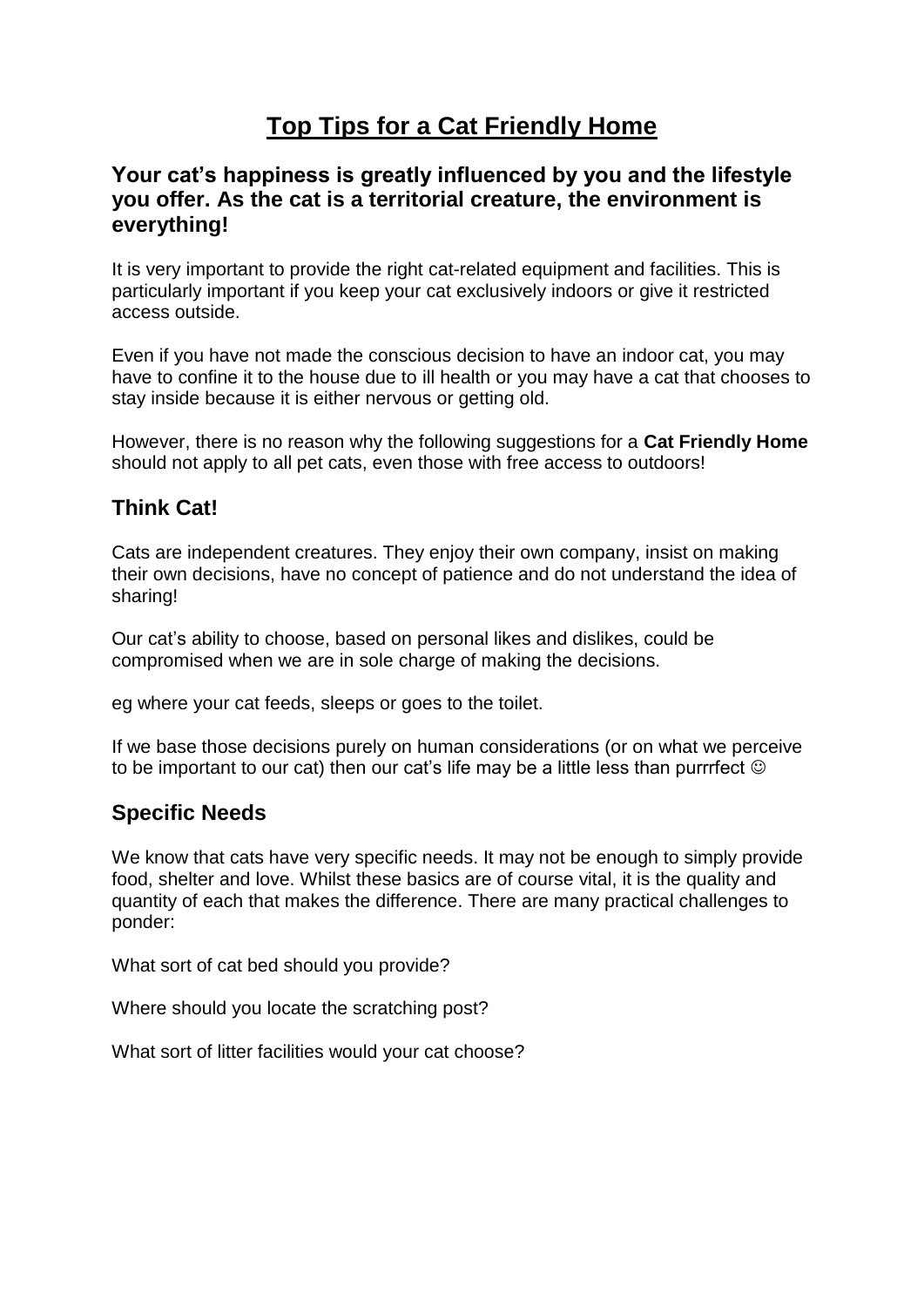# Top Tips for a Cat Friendly Home

## Your cat's happiness is greatly influenced by you and the lifestyle you offer. As the cat is a territorial creature, the environment is everything!

It is very important to provide the right cat-related equipment and facilities. This is particularly important if you keep your cat exclusively indoors or give it restricted access outside.

Even if you have not made the conscious decision to have an indoor cat, you may have to confine it to the house due to ill health or you may have a cat that chooses to stay inside because it is either nervous or getting old.

However, there is no reason why the following suggestions for a **Cat Friendly Home** should not apply to all pet cats, even those with free access to outdoors!

## Think Cat!

Cats are independent creatures. They enjoy their own company, insist on making their own decisions, have no concept of patience and do not understand the idea of sharing!

Our cat's ability to choose, based on personal likes and dislikes, could be compromised when we are in sole charge of making the decisions.

eg where your cat feeds, sleeps or goes to the toilet.

If we base those decisions purely on human considerations (or on what we perceive to be important to our cat) then our cat's life may be a little less than purrrfect ☺

## Specific Needs

We know that cats have very specific needs. It may not be enough to simply provide food, shelter and love. Whilst these basics are of course vital, it is the quality and quantity of each that makes the difference. There are many practical challenges to ponder:

What sort of cat bed should you provide?

Where should you locate the scratching post?

What sort of litter facilities would your cat choose?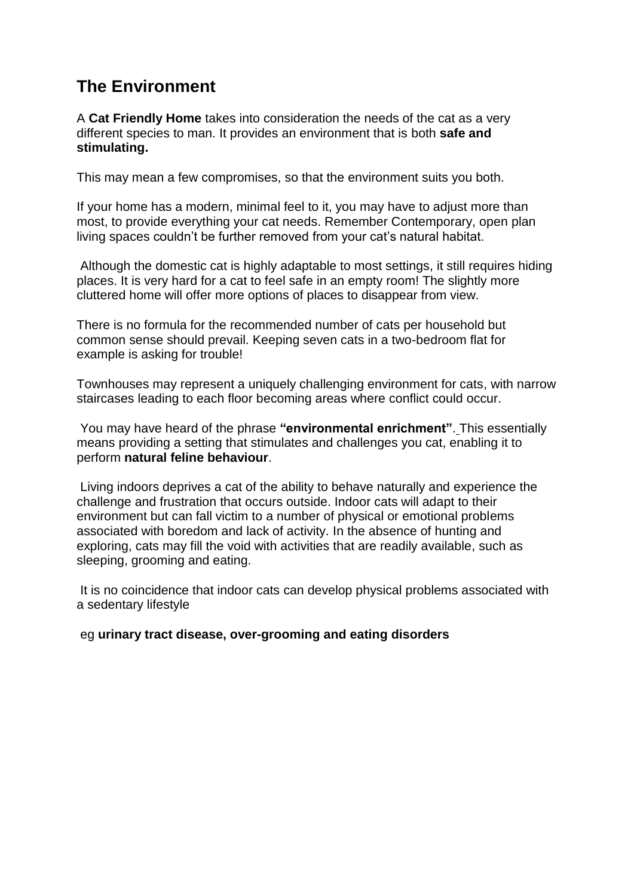## The Environment

A **Cat Friendly Home** takes into consideration the needs of the cat as a very different species to man. It provides an environment that is both **safe and stimulating.**

This may mean a few compromises, so that the environment suits you both.

If your home has a modern, minimal feel to it, you may have to adjust more than most, to provide everything your cat needs. Remember Contemporary, open plan living spaces couldn't be further removed from your cat's natural habitat.

Although the domestic cat is highly adaptable to most settings, it still requires hiding places. It is very hard for a cat to feel safe in an empty room! The slightly more cluttered home will offer more options of places to disappear from view.

There is no formula for the recommended number of cats per household but common sense should prevail. Keeping seven cats in a two-bedroom flat for example is asking for trouble!

Townhouses may represent a uniquely challenging environment for cats, with narrow staircases leading to each floor becoming areas where conflict could occur.

You may have heard of the phrase **"environmental enrichment"**. This essentially means providing a setting that stimulates and challenges you cat, enabling it to perform **natural feline behaviour**.

Living indoors deprives a cat of the ability to behave naturally and experience the challenge and frustration that occurs outside. Indoor cats will adapt to their environment but can fall victim to a number of physical or emotional problems associated with boredom and lack of activity. In the absence of hunting and exploring, cats may fill the void with activities that are readily available, such as sleeping, grooming and eating.

It is no coincidence that indoor cats can develop physical problems associated with a sedentary lifestyle

eg **urinary tract disease, over-grooming and eating disorders**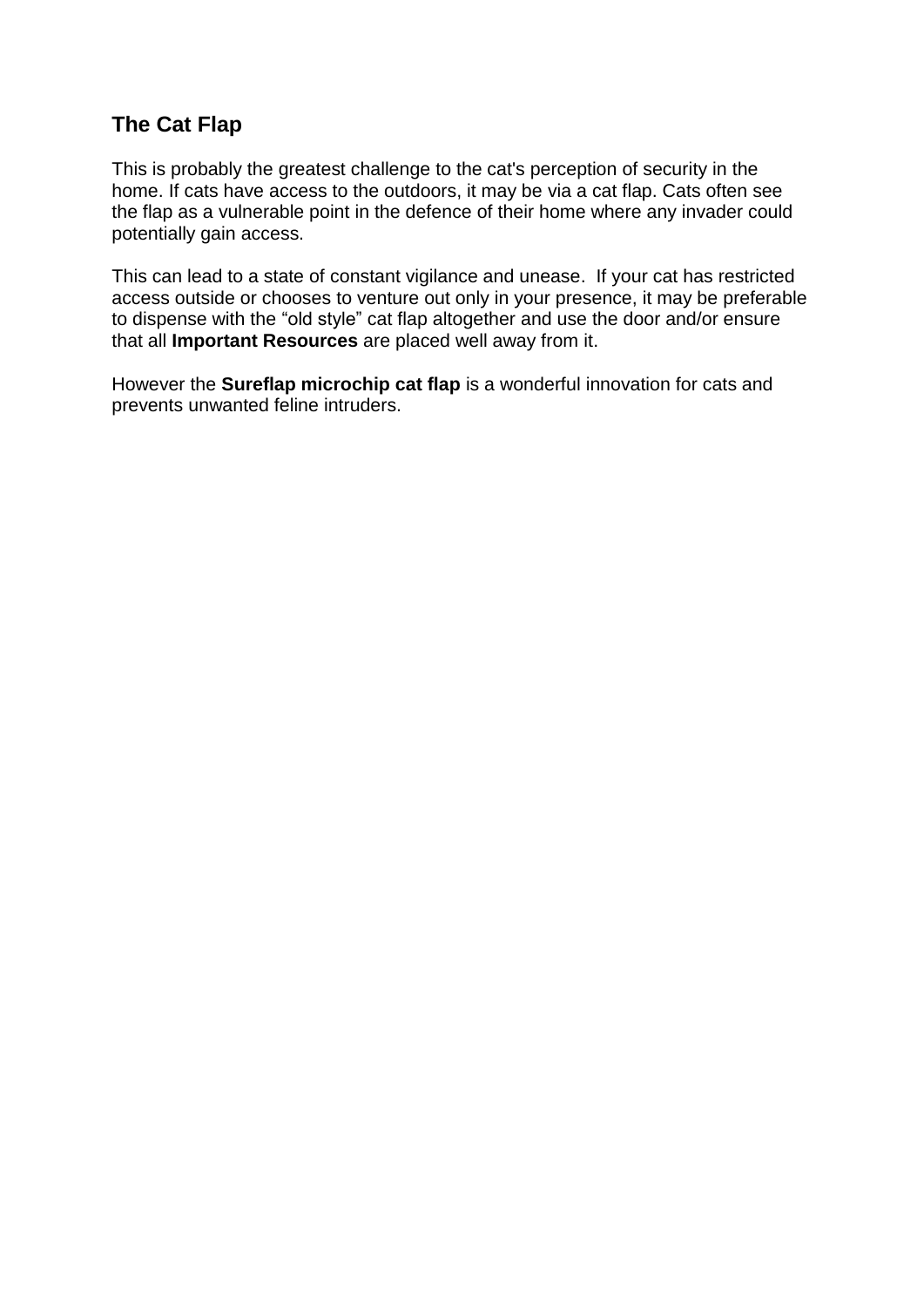## The Cat Flap

This is probably the greatest challenge to the cat's perception of security in the home. If cats have access to the outdoors, it may be via a cat flap. Cats often see the flap as a vulnerable point in the defence of their home where any invader could potentially gain access.

This can lead to a state of constant vigilance and unease. If your cat has restricted access outside or chooses to venture out only in your presence, it may be preferable to dispense with the “old style” cat flap altogether and use the door and/or ensure that all **Important Resources** are placed well away from it.

However the **Sureflap microchip cat flap** is a wonderful innovation for cats and prevents unwanted feline intruders.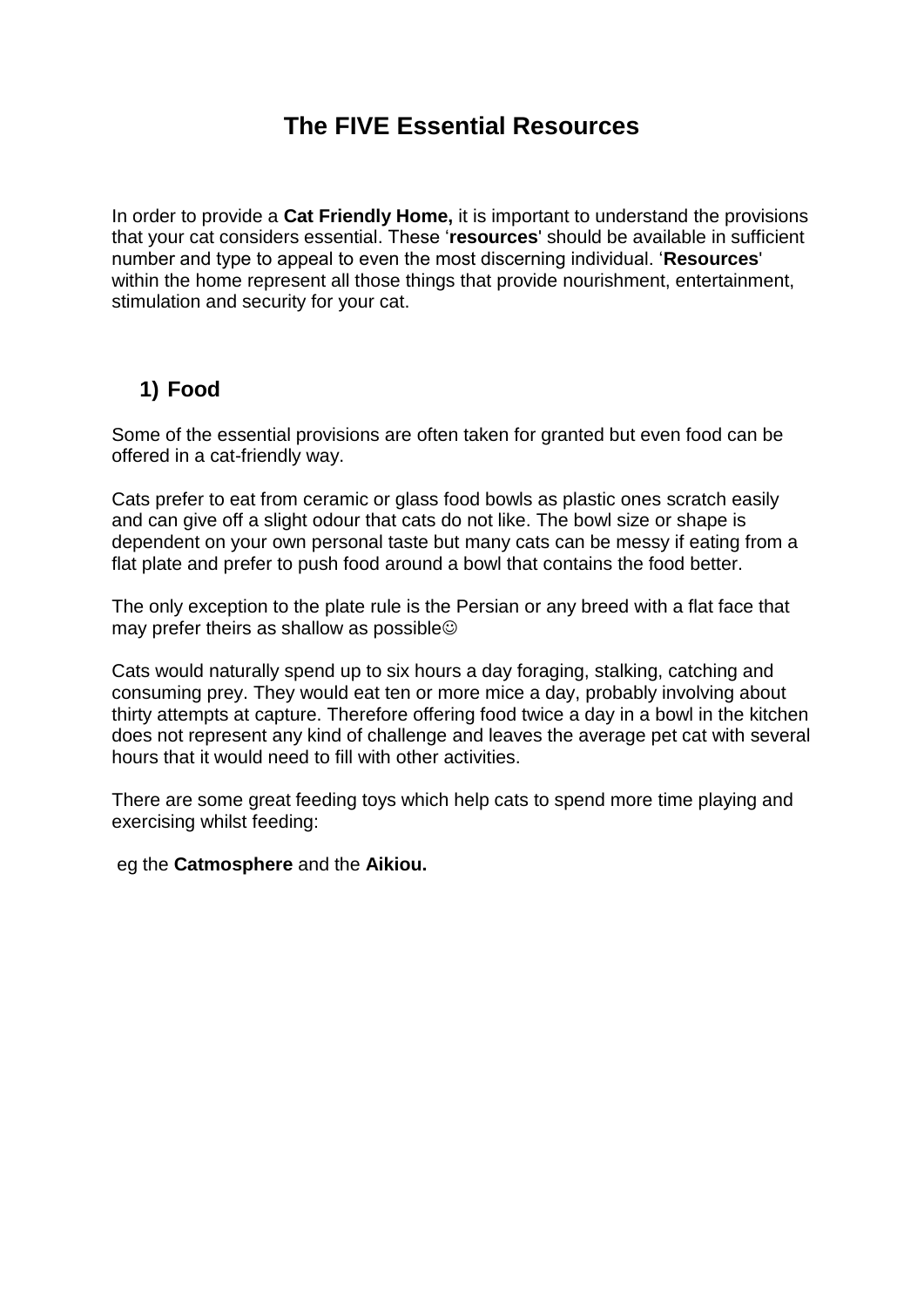# The FIVE Essential Resources

In order to provide a **Cat Friendly Home,** it is important to understand the provisions that your cat considers essential. These '**resources**' should be available in sufficient number and type to appeal to even the most discerning individual. '**Resources**' within the home represent all those things that provide nourishment, entertainment, stimulation and security for your cat.

## 1) Food

Some of the essential provisions are often taken for granted but even food can be offered in a cat-friendly way.

Cats prefer to eat from ceramic or glass food bowls as plastic ones scratch easily and can give off a slight odour that cats do not like. The bowl size or shape is dependent on your own personal taste but many cats can be messy if eating from a flat plate and prefer to push food around a bowl that contains the food better.

The only exception to the plate rule is the Persian or any breed with a flat face that may prefer theirs as shallow as possible☺

Cats would naturally spend up to six hours a day foraging, stalking, catching and consuming prey. They would eat ten or more mice a day, probably involving about thirty attempts at capture. Therefore offering food twice a day in a bowl in the kitchen does not represent any kind of challenge and leaves the average pet cat with several hours that it would need to fill with other activities.

There are some great feeding toys which help cats to spend more time playing and exercising whilst feeding:

eg the **Catmosphere** and the **Aikiou.**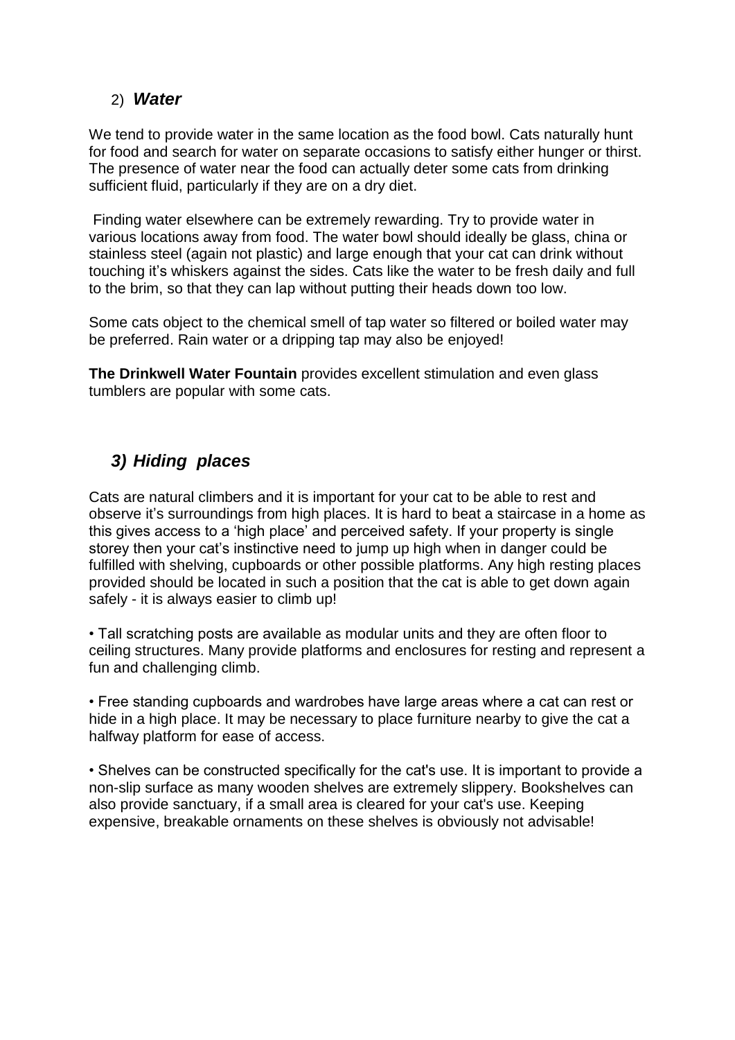## 2) *Water*

We tend to provide water in the same location as the food bowl. Cats naturally hunt for food and search for water on separate occasions to satisfy either hunger or thirst. The presence of water near the food can actually deter some cats from drinking sufficient fluid, particularly if they are on a dry diet.

Finding water elsewhere can be extremely rewarding. Try to provide water in various locations away from food. The water bowl should ideally be glass, china or stainless steel (again not plastic) and large enough that your cat can drink without touching it's whiskers against the sides. Cats like the water to be fresh daily and full to the brim, so that they can lap without putting their heads down too low.

Some cats object to the chemical smell of tap water so filtered or boiled water may be preferred. Rain water or a dripping tap may also be enjoyed!

**The Drinkwell Water Fountain** provides excellent stimulation and even glass tumblers are popular with some cats.

## *3) Hiding places*

Cats are natural climbers and it is important for your cat to be able to rest and observe it's surroundings from high places. It is hard to beat a staircase in a home as this gives access to a 'high place' and perceived safety. If your property is single storey then your cat's instinctive need to jump up high when in danger could be fulfilled with shelving, cupboards or other possible platforms. Any high resting places provided should be located in such a position that the cat is able to get down again safely - it is always easier to climb up!

- Tall scratching posts are available as modular units and they are often floor to ceiling structures. Many provide platforms and enclosures for resting and represent a fun and challenging climb.

- Free standing cupboards and wardrobes have large areas where a cat can rest or hide in a high place. It may be necessary to place furniture nearby to give the cat a halfway platform for ease of access.

- Shelves can be constructed specifically for the cat's use. It is important to provide a non-slip surface as many wooden shelves are extremely slippery. Bookshelves can also provide sanctuary, if a small area is cleared for your cat's use. Keeping expensive, breakable ornaments on these shelves is obviously not advisable!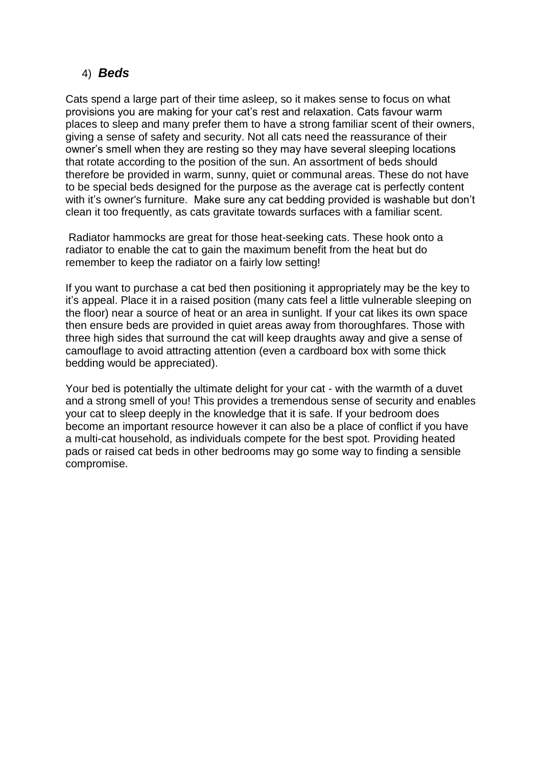## 4) ***Beds***

Cats spend a large part of their time asleep, so it makes sense to focus on what provisions you are making for your cat's rest and relaxation. Cats favour warm places to sleep and many prefer them to have a strong familiar scent of their owners, giving a sense of safety and security. Not all cats need the reassurance of their owner's smell when they are resting so they may have several sleeping locations that rotate according to the position of the sun. An assortment of beds should therefore be provided in warm, sunny, quiet or communal areas. These do not have to be special beds designed for the purpose as the average cat is perfectly content with it's owner's furniture. Make sure any cat bedding provided is washable but don't clean it too frequently, as cats gravitate towards surfaces with a familiar scent.

Radiator hammocks are great for those heat-seeking cats. These hook onto a radiator to enable the cat to gain the maximum benefit from the heat but do remember to keep the radiator on a fairly low setting!

If you want to purchase a cat bed then positioning it appropriately may be the key to it's appeal. Place it in a raised position (many cats feel a little vulnerable sleeping on the floor) near a source of heat or an area in sunlight. If your cat likes its own space then ensure beds are provided in quiet areas away from thoroughfares. Those with three high sides that surround the cat will keep draughts away and give a sense of camouflage to avoid attracting attention (even a cardboard box with some thick bedding would be appreciated).

Your bed is potentially the ultimate delight for your cat - with the warmth of a duvet and a strong smell of you! This provides a tremendous sense of security and enables your cat to sleep deeply in the knowledge that it is safe. If your bedroom does become an important resource however it can also be a place of conflict if you have a multi-cat household, as individuals compete for the best spot. Providing heated pads or raised cat beds in other bedrooms may go some way to finding a sensible compromise.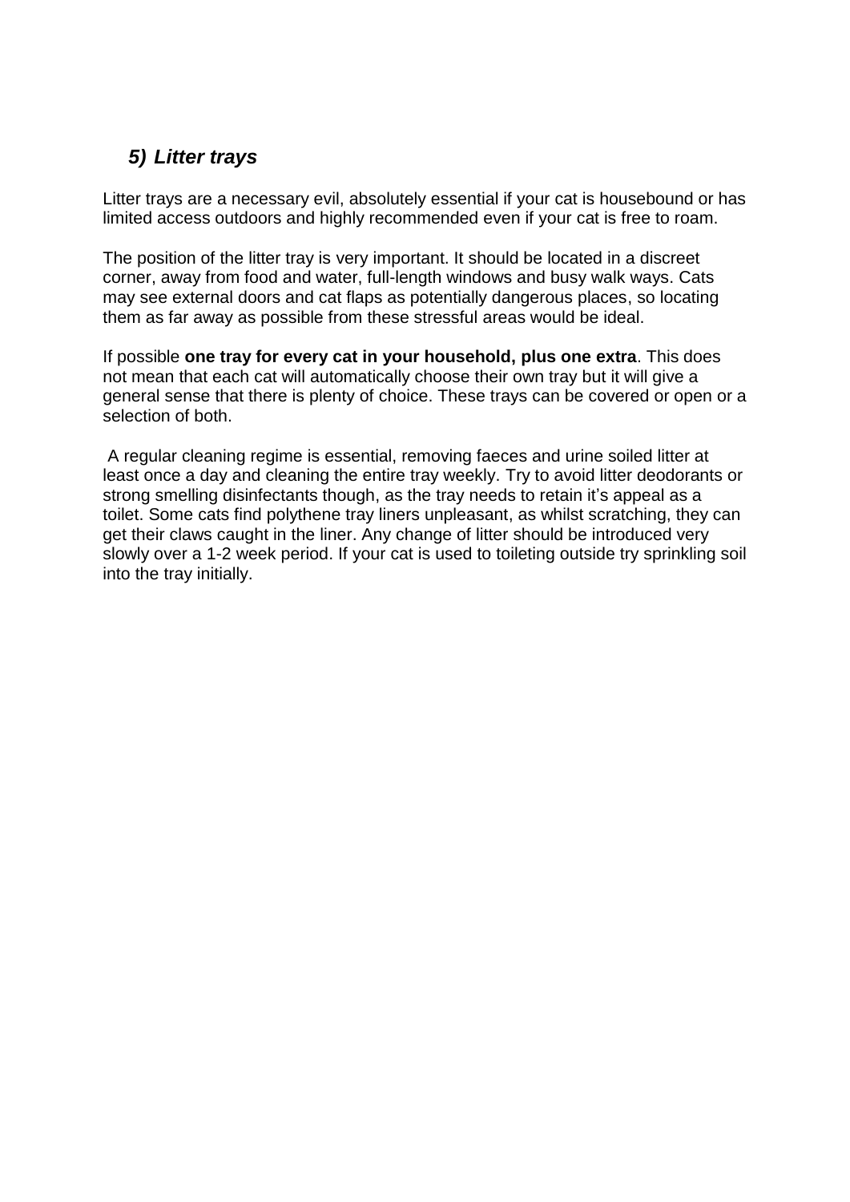### *5) Litter trays*

Litter trays are a necessary evil, absolutely essential if your cat is housebound or has limited access outdoors and highly recommended even if your cat is free to roam.

The position of the litter tray is very important. It should be located in a discreet corner, away from food and water, full-length windows and busy walk ways. Cats may see external doors and cat flaps as potentially dangerous places, so locating them as far away as possible from these stressful areas would be ideal.

If possible **one tray for every cat in your household, plus one extra**. This does not mean that each cat will automatically choose their own tray but it will give a general sense that there is plenty of choice. These trays can be covered or open or a selection of both.

A regular cleaning regime is essential, removing faeces and urine soiled litter at least once a day and cleaning the entire tray weekly. Try to avoid litter deodorants or strong smelling disinfectants though, as the tray needs to retain it's appeal as a toilet. Some cats find polythene tray liners unpleasant, as whilst scratching, they can get their claws caught in the liner. Any change of litter should be introduced very slowly over a 1-2 week period. If your cat is used to toileting outside try sprinkling soil into the tray initially.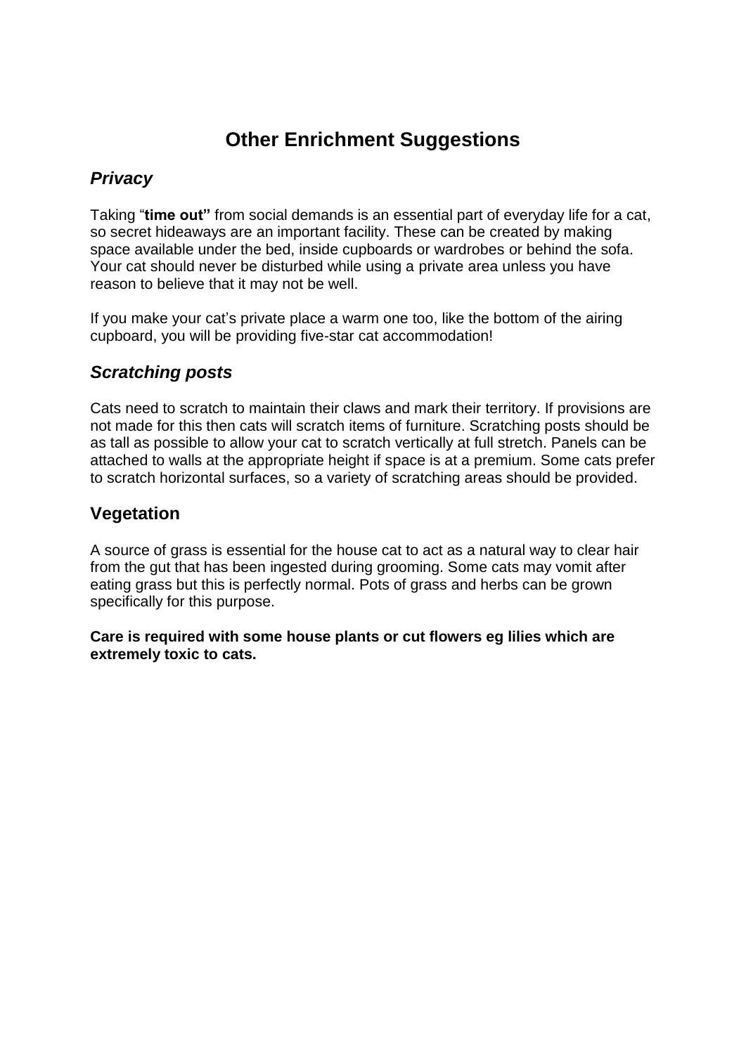# Other Enrichment Suggestions

## *Privacy*

Taking "**time out"** from social demands is an essential part of everyday life for a cat, so secret hideaways are an important facility. These can be created by making space available under the bed, inside cupboards or wardrobes or behind the sofa. Your cat should never be disturbed while using a private area unless you have reason to believe that it may not be well.

If you make your cat's private place a warm one too, like the bottom of the airing cupboard, you will be providing five-star cat accommodation!

## *Scratching posts*

Cats need to scratch to maintain their claws and mark their territory. If provisions are not made for this then cats will scratch items of furniture. Scratching posts should be as tall as possible to allow your cat to scratch vertically at full stretch. Panels can be attached to walls at the appropriate height if space is at a premium. Some cats prefer to scratch horizontal surfaces, so a variety of scratching areas should be provided.

## Vegetation

A source of grass is essential for the house cat to act as a natural way to clear hair from the gut that has been ingested during grooming. Some cats may vomit after eating grass but this is perfectly normal. Pots of grass and herbs can be grown specifically for this purpose.

**Care is required with some house plants or cut flowers eg lilies which are extremely toxic to cats.**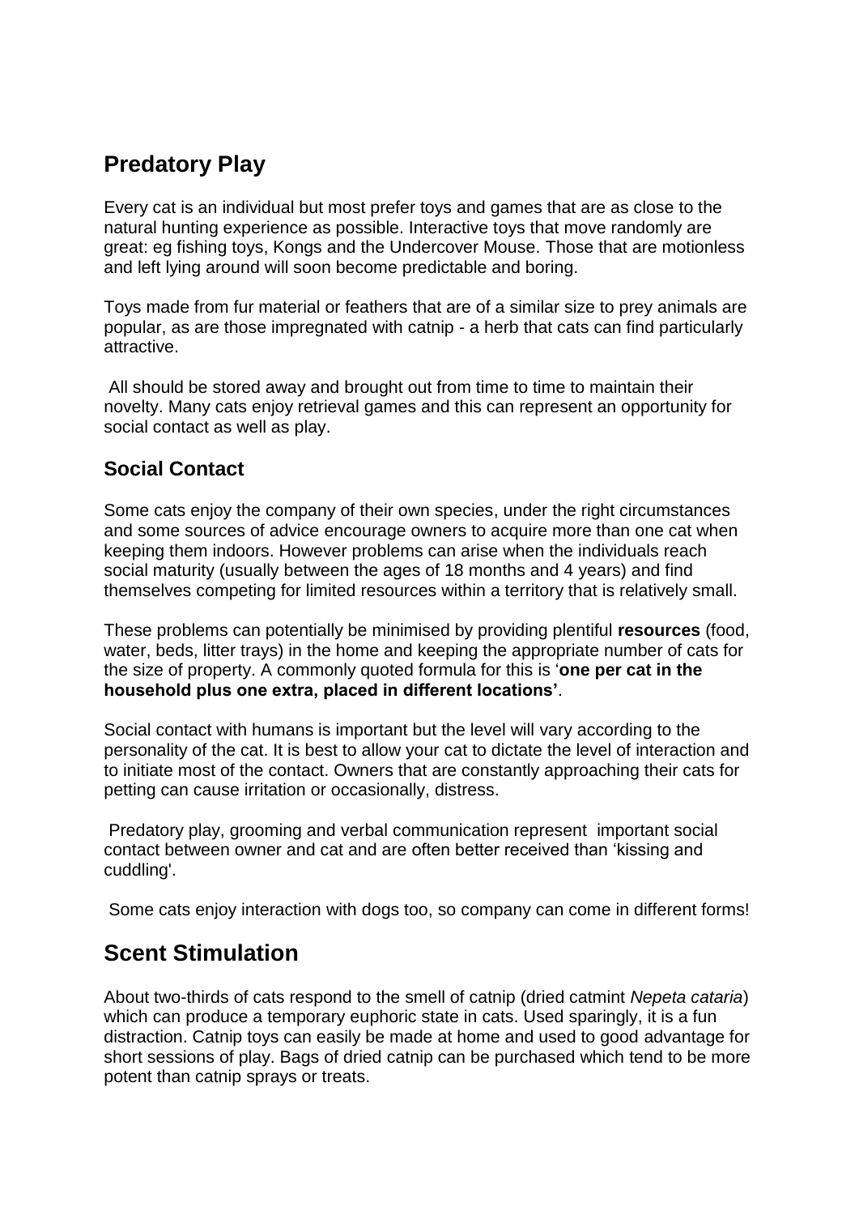## Predatory Play

Every cat is an individual but most prefer toys and games that are as close to the natural hunting experience as possible. Interactive toys that move randomly are great: eg fishing toys, Kongs and the Undercover Mouse. Those that are motionless and left lying around will soon become predictable and boring.

Toys made from fur material or feathers that are of a similar size to prey animals are popular, as are those impregnated with catnip - a herb that cats can find particularly attractive.

All should be stored away and brought out from time to time to maintain their novelty. Many cats enjoy retrieval games and this can represent an opportunity for social contact as well as play.

### Social Contact

Some cats enjoy the company of their own species, under the right circumstances and some sources of advice encourage owners to acquire more than one cat when keeping them indoors. However problems can arise when the individuals reach social maturity (usually between the ages of 18 months and 4 years) and find themselves competing for limited resources within a territory that is relatively small.

These problems can potentially be minimised by providing plentiful **resources** (food, water, beds, litter trays) in the home and keeping the appropriate number of cats for the size of property. A commonly quoted formula for this is '**one per cat in the household plus one extra, placed in different locations'**.

Social contact with humans is important but the level will vary according to the personality of the cat. It is best to allow your cat to dictate the level of interaction and to initiate most of the contact. Owners that are constantly approaching their cats for petting can cause irritation or occasionally, distress.

Predatory play, grooming and verbal communication represent important social contact between owner and cat and are often better received than 'kissing and cuddling'.

Some cats enjoy interaction with dogs too, so company can come in different forms!

## Scent Stimulation

About two-thirds of cats respond to the smell of catnip (dried catmint *Nepeta cataria*) which can produce a temporary euphoric state in cats. Used sparingly, it is a fun distraction. Catnip toys can easily be made at home and used to good advantage for short sessions of play. Bags of dried catnip can be purchased which tend to be more potent than catnip sprays or treats.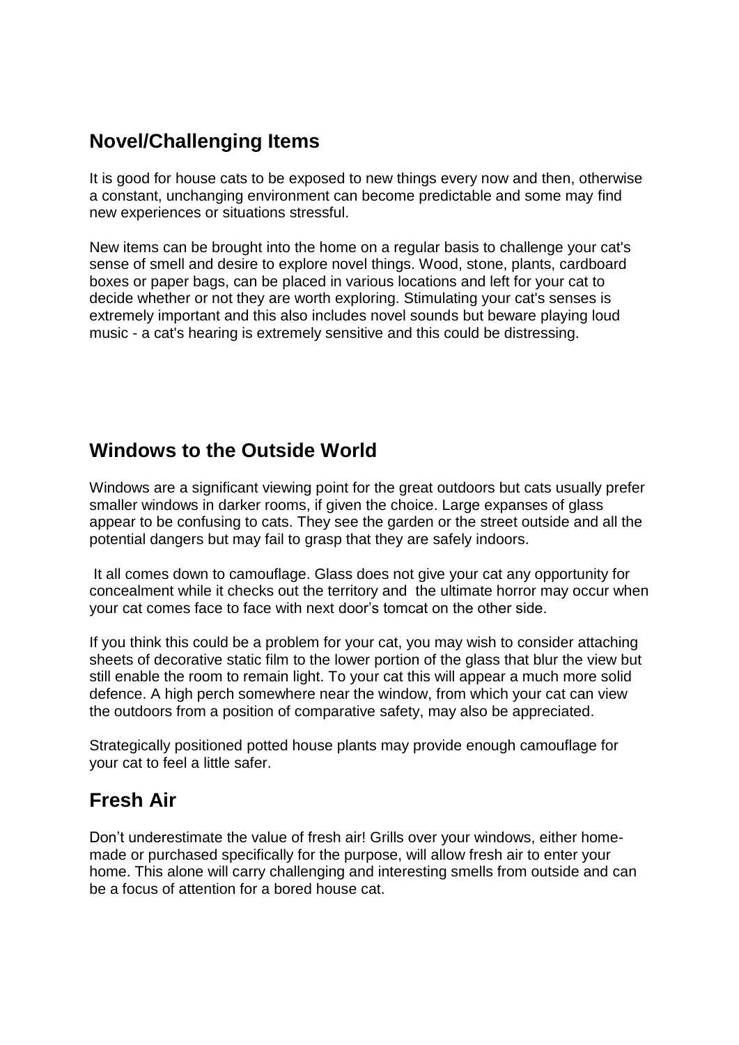## Novel/Challenging Items

It is good for house cats to be exposed to new things every now and then, otherwise a constant, unchanging environment can become predictable and some may find new experiences or situations stressful.

New items can be brought into the home on a regular basis to challenge your cat's sense of smell and desire to explore novel things. Wood, stone, plants, cardboard boxes or paper bags, can be placed in various locations and left for your cat to decide whether or not they are worth exploring. Stimulating your cat's senses is extremely important and this also includes novel sounds but beware playing loud music - a cat's hearing is extremely sensitive and this could be distressing.

## Windows to the Outside World

Windows are a significant viewing point for the great outdoors but cats usually prefer smaller windows in darker rooms, if given the choice. Large expanses of glass appear to be confusing to cats. They see the garden or the street outside and all the potential dangers but may fail to grasp that they are safely indoors.

It all comes down to camouflage. Glass does not give your cat any opportunity for concealment while it checks out the territory and the ultimate horror may occur when your cat comes face to face with next door's tomcat on the other side.

If you think this could be a problem for your cat, you may wish to consider attaching sheets of decorative static film to the lower portion of the glass that blur the view but still enable the room to remain light. To your cat this will appear a much more solid defence. A high perch somewhere near the window, from which your cat can view the outdoors from a position of comparative safety, may also be appreciated.

Strategically positioned potted house plants may provide enough camouflage for your cat to feel a little safer.

## Fresh Air

Don't underestimate the value of fresh air! Grills over your windows, either home-made or purchased specifically for the purpose, will allow fresh air to enter your home. This alone will carry challenging and interesting smells from outside and can be a focus of attention for a bored house cat.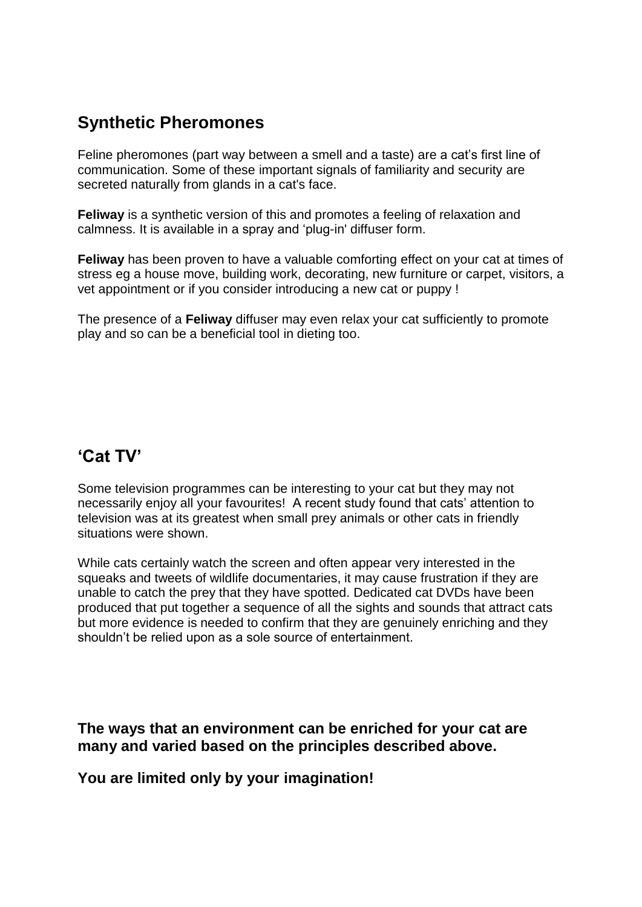## Synthetic Pheromones

Feline pheromones (part way between a smell and a taste) are a cat's first line of communication. Some of these important signals of familiarity and security are secreted naturally from glands in a cat's face.

**Feliway** is a synthetic version of this and promotes a feeling of relaxation and calmness. It is available in a spray and 'plug-in' diffuser form.

**Feliway** has been proven to have a valuable comforting effect on your cat at times of stress eg a house move, building work, decorating, new furniture or carpet, visitors, a vet appointment or if you consider introducing a new cat or puppy !

The presence of a **Feliway** diffuser may even relax your cat sufficiently to promote play and so can be a beneficial tool in dieting too.

## 'Cat TV'

Some television programmes can be interesting to your cat but they may not necessarily enjoy all your favourites! A recent study found that cats' attention to television was at its greatest when small prey animals or other cats in friendly situations were shown.

While cats certainly watch the screen and often appear very interested in the squeaks and tweets of wildlife documentaries, it may cause frustration if they are unable to catch the prey that they have spotted. Dedicated cat DVDs have been produced that put together a sequence of all the sights and sounds that attract cats but more evidence is needed to confirm that they are genuinely enriching and they shouldn't be relied upon as a sole source of entertainment.

**The ways that an environment can be enriched for your cat are many and varied based on the principles described above.**

**You are limited only by your imagination!**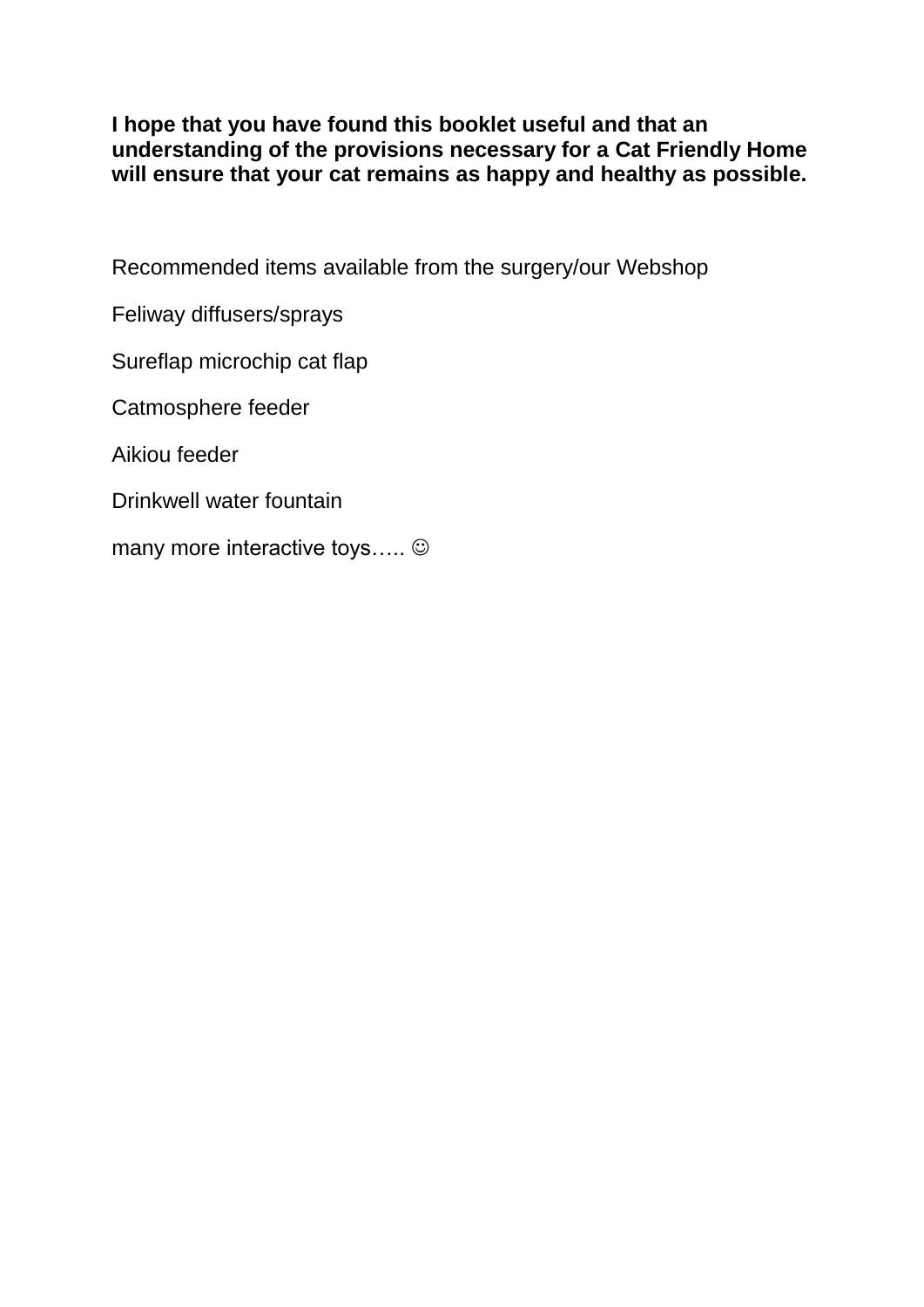**I hope that you have found this booklet useful and that an understanding of the provisions necessary for a Cat Friendly Home will ensure that your cat remains as happy and healthy as possible.**

Recommended items available from the surgery/our Webshop

Feliway diffusers/sprays

Sureflap microchip cat flap

Catmosphere feeder

Aikiou feeder

Drinkwell water fountain

many more interactive toys….. ☺